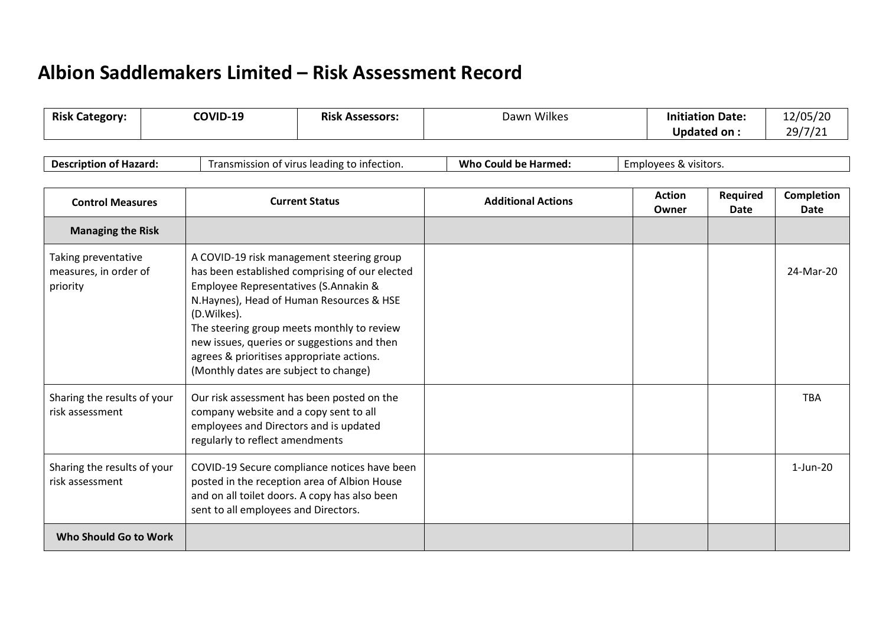# Albion Saddlemakers Limited – Risk Assessment Record

| **Risk Category:** | **COVID-19** | **Risk Assessors:** | Dawn Wilkes | **Initiation Date:**<br>**Updated on :** | 12/05/20<br>29/7/21 |
|---|---|---|---|---|---|

| **Description of Hazard:** | Transmission of virus leading to infection. | **Who Could be Harmed:** | Employees & visitors. |
|---|---|---|---|

| Control Measures | Current Status | Additional Actions | Action Owner | Required Date | Completion Date |
|---|---|---|---|---|---|
| **Managing the Risk** | | | | | |
| Taking preventative measures, in order of priority | A COVID-19 risk management steering group has been established comprising of our elected Employee Representatives (S.Annakin & N.Haynes), Head of Human Resources & HSE (D.Wilkes).<br>The steering group meets monthly to review new issues, queries or suggestions and then agrees & prioritises appropriate actions. (Monthly dates are subject to change) | | | | 24-Mar-20 |
| Sharing the results of your risk assessment | Our risk assessment has been posted on the company website and a copy sent to all employees and Directors and is updated regularly to reflect amendments | | | | TBA |
| Sharing the results of your risk assessment | COVID-19 Secure compliance notices have been posted in the reception area of Albion House and on all toilet doors. A copy has also been sent to all employees and Directors. | | | | 1-Jun-20 |
| **Who Should Go to Work** | | | | | |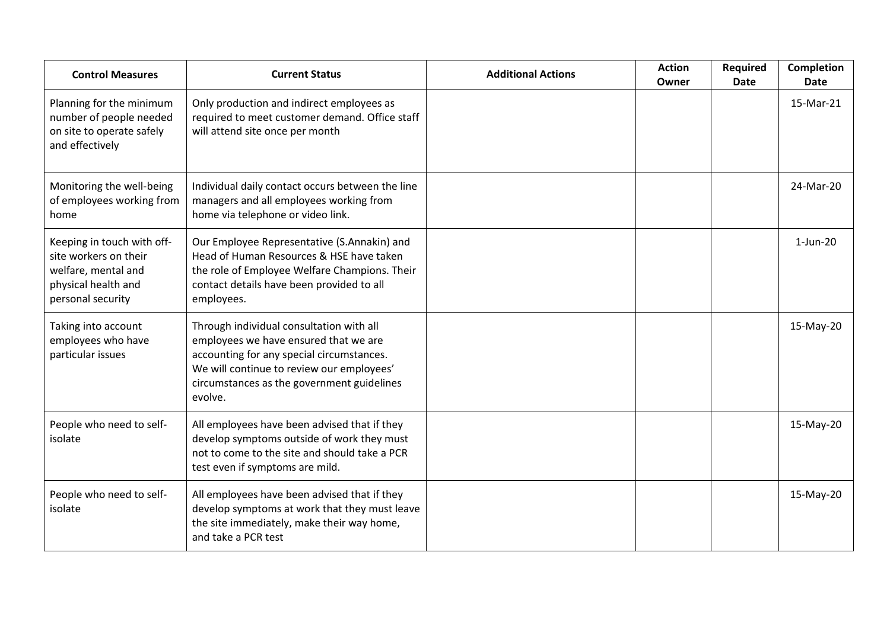| Control Measures | Current Status | Additional Actions | Action Owner | Required Date | Completion Date |
| --- | --- | --- | --- | --- | --- |
| Planning for the minimum number of people needed on site to operate safely and effectively | Only production and indirect employees as required to meet customer demand. Office staff will attend site once per month | | | | 15-Mar-21 |
| Monitoring the well-being of employees working from home | Individual daily contact occurs between the line managers and all employees working from home via telephone or video link. | | | | 24-Mar-20 |
| Keeping in touch with off-site workers on their welfare, mental and physical health and personal security | Our Employee Representative (S.Annakin) and Head of Human Resources & HSE have taken the role of Employee Welfare Champions. Their contact details have been provided to all employees. | | | | 1-Jun-20 |
| Taking into account employees who have particular issues | Through individual consultation with all employees we have ensured that we are accounting for any special circumstances. We will continue to review our employees' circumstances as the government guidelines evolve. | | | | 15-May-20 |
| People who need to self-isolate | All employees have been advised that if they develop symptoms outside of work they must not to come to the site and should take a PCR test even if symptoms are mild. | | | | 15-May-20 |
| People who need to self-isolate | All employees have been advised that if they develop symptoms at work that they must leave the site immediately, make their way home, and take a PCR test | | | | 15-May-20 |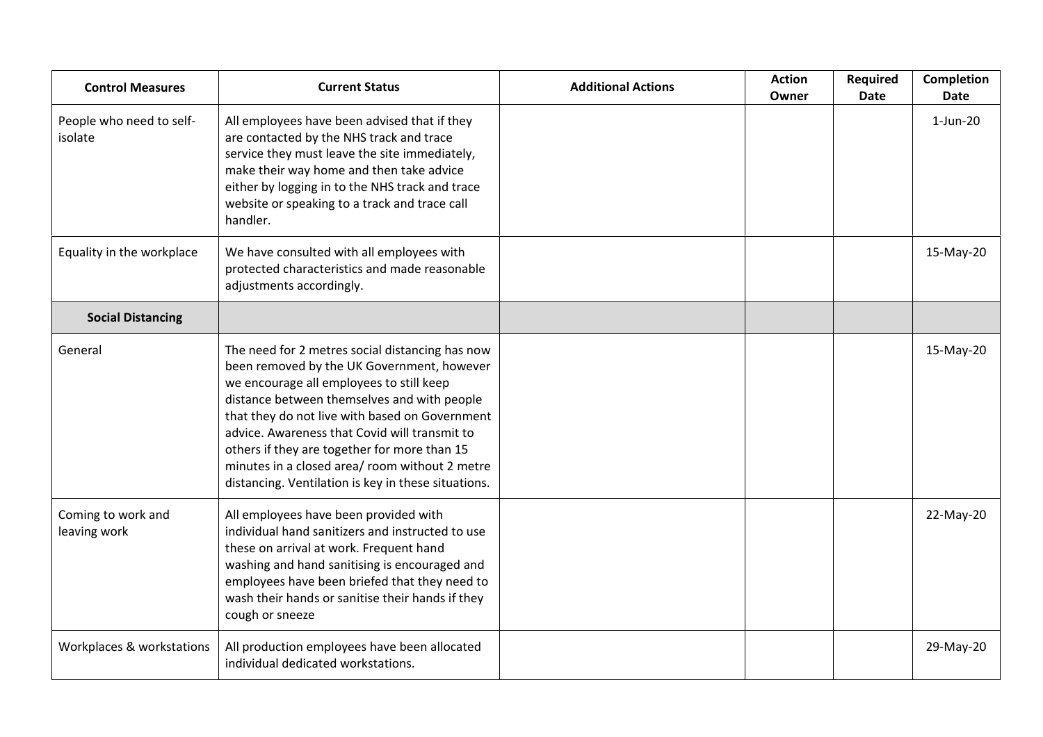| Control Measures | Current Status | Additional Actions | Action Owner | Required Date | Completion Date |
|---|---|---|---|---|---|
| People who need to self-isolate | All employees have been advised that if they are contacted by the NHS track and trace service they must leave the site immediately, make their way home and then take advice either by logging in to the NHS track and trace website or speaking to a track and trace call handler. | | | | 1-Jun-20 |
| Equality in the workplace | We have consulted with all employees with protected characteristics and made reasonable adjustments accordingly. | | | | 15-May-20 |
| **Social Distancing** | | | | | |
| General | The need for 2 metres social distancing has now been removed by the UK Government, however we encourage all employees to still keep distance between themselves and with people that they do not live with based on Government advice. Awareness that Covid will transmit to others if they are together for more than 15 minutes in a closed area/ room without 2 metre distancing. Ventilation is key in these situations. | | | | 15-May-20 |
| Coming to work and leaving work | All employees have been provided with individual hand sanitizers and instructed to use these on arrival at work. Frequent hand washing and hand sanitising is encouraged and employees have been briefed that they need to wash their hands or sanitise their hands if they cough or sneeze | | | | 22-May-20 |
| Workplaces & workstations | All production employees have been allocated individual dedicated workstations. | | | | 29-May-20 |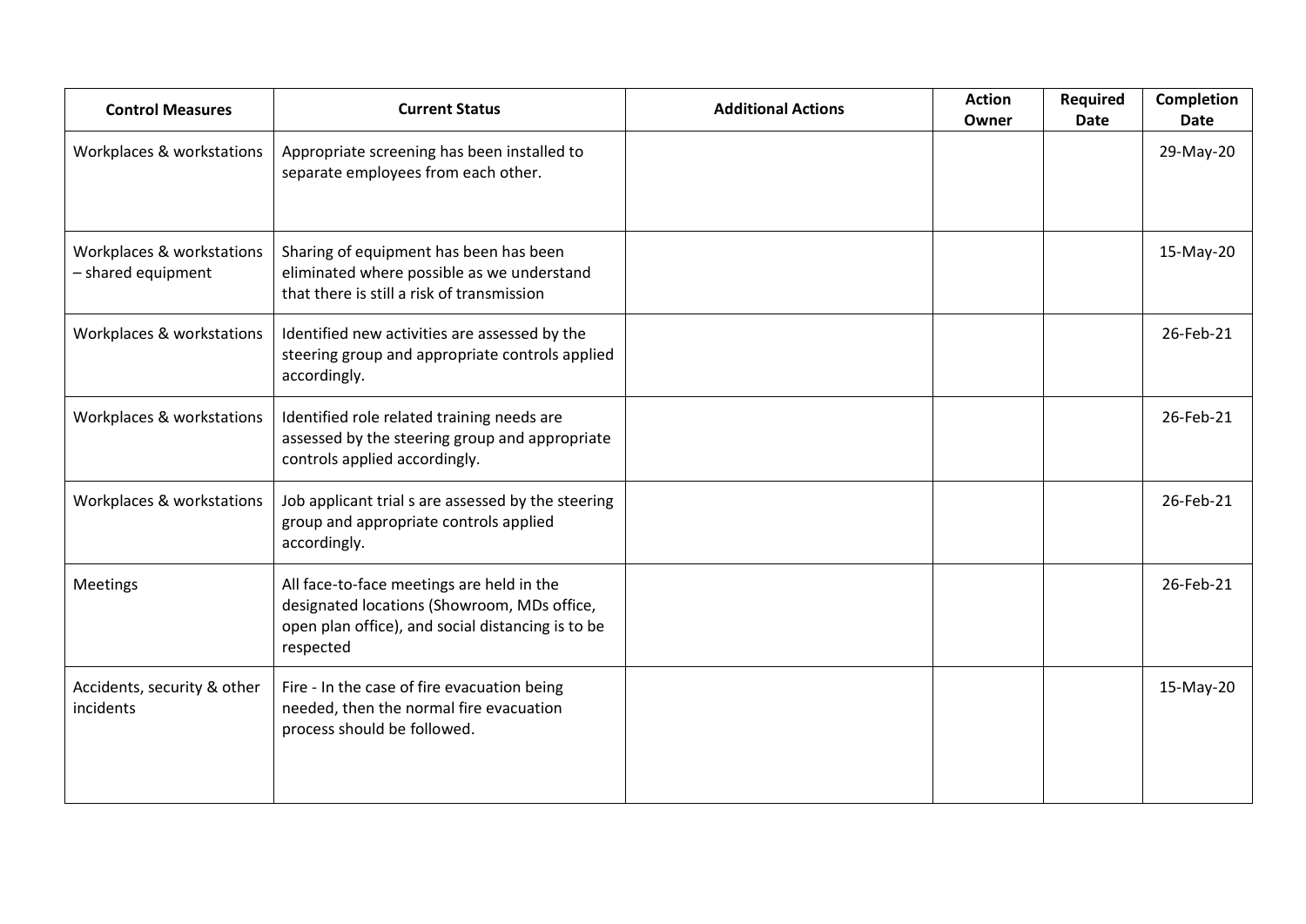| Control Measures | Current Status | Additional Actions | Action Owner | Required Date | Completion Date |
|---|---|---|---|---|---|
| Workplaces & workstations | Appropriate screening has been installed to separate employees from each other. | | | | 29-May-20 |
| Workplaces & workstations – shared equipment | Sharing of equipment has been has been eliminated where possible as we understand that there is still a risk of transmission | | | | 15-May-20 |
| Workplaces & workstations | Identified new activities are assessed by the steering group and appropriate controls applied accordingly. | | | | 26-Feb-21 |
| Workplaces & workstations | Identified role related training needs are assessed by the steering group and appropriate controls applied accordingly. | | | | 26-Feb-21 |
| Workplaces & workstations | Job applicant trial s are assessed by the steering group and appropriate controls applied accordingly. | | | | 26-Feb-21 |
| Meetings | All face-to-face meetings are held in the designated locations (Showroom, MDs office, open plan office), and social distancing is to be respected | | | | 26-Feb-21 |
| Accidents, security & other incidents | Fire - In the case of fire evacuation being needed, then the normal fire evacuation process should be followed. | | | | 15-May-20 |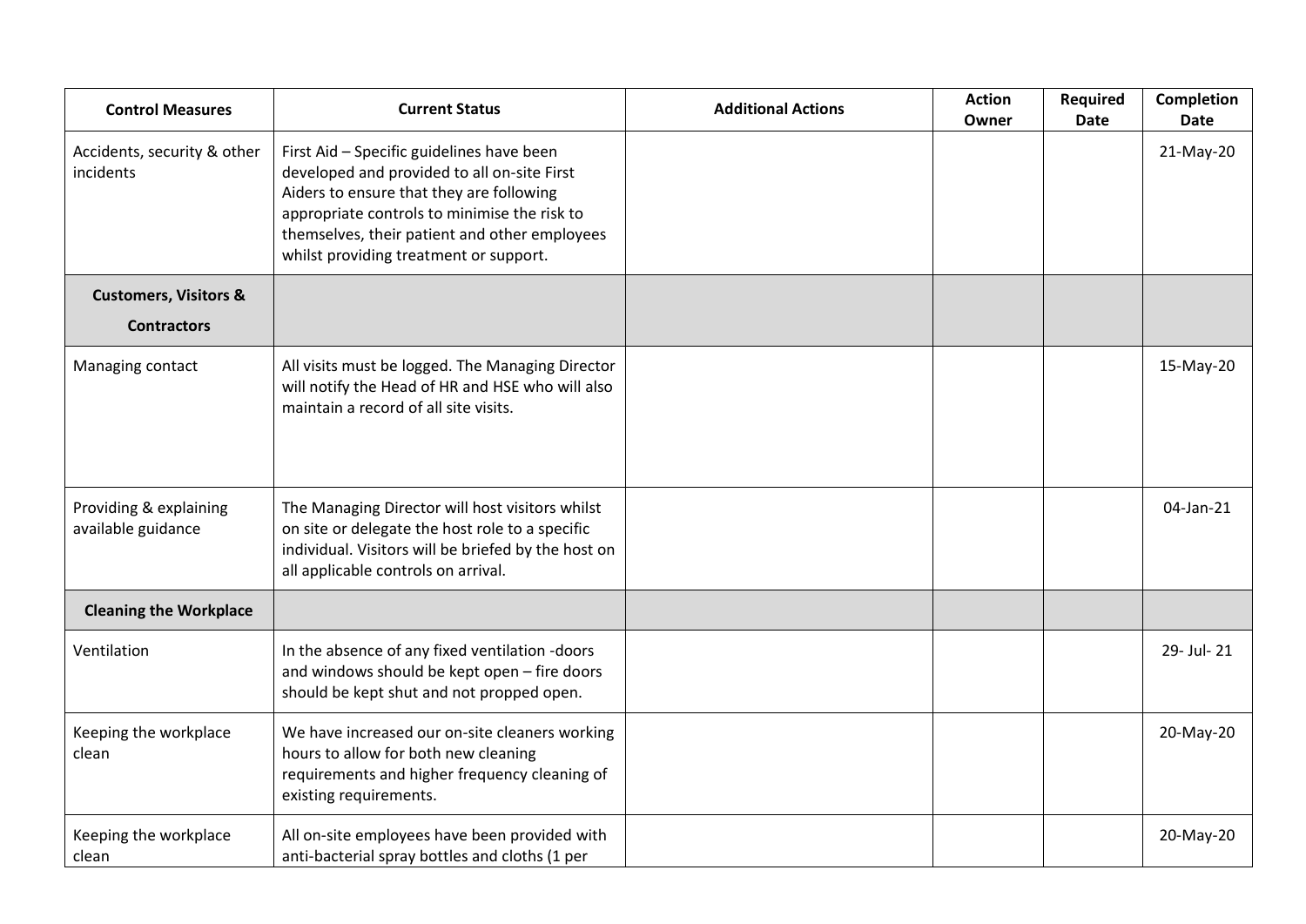| Control Measures | Current Status | Additional Actions | Action Owner | Required Date | Completion Date |
|---|---|---|---|---|---|
| Accidents, security & other incidents | First Aid – Specific guidelines have been developed and provided to all on-site First Aiders to ensure that they are following appropriate controls to minimise the risk to themselves, their patient and other employees whilst providing treatment or support. | | | | 21-May-20 |
| **Customers, Visitors & Contractors** | | | | | |
| Managing contact | All visits must be logged. The Managing Director will notify the Head of HR and HSE who will also maintain a record of all site visits. | | | | 15-May-20 |
| Providing & explaining available guidance | The Managing Director will host visitors whilst on site or delegate the host role to a specific individual. Visitors will be briefed by the host on all applicable controls on arrival. | | | | 04-Jan-21 |
| **Cleaning the Workplace** | | | | | |
| Ventilation | In the absence of any fixed ventilation -doors and windows should be kept open – fire doors should be kept shut and not propped open. | | | | 29- Jul- 21 |
| Keeping the workplace clean | We have increased our on-site cleaners working hours to allow for both new cleaning requirements and higher frequency cleaning of existing requirements. | | | | 20-May-20 |
| Keeping the workplace clean | All on-site employees have been provided with anti-bacterial spray bottles and cloths (1 per | | | | 20-May-20 |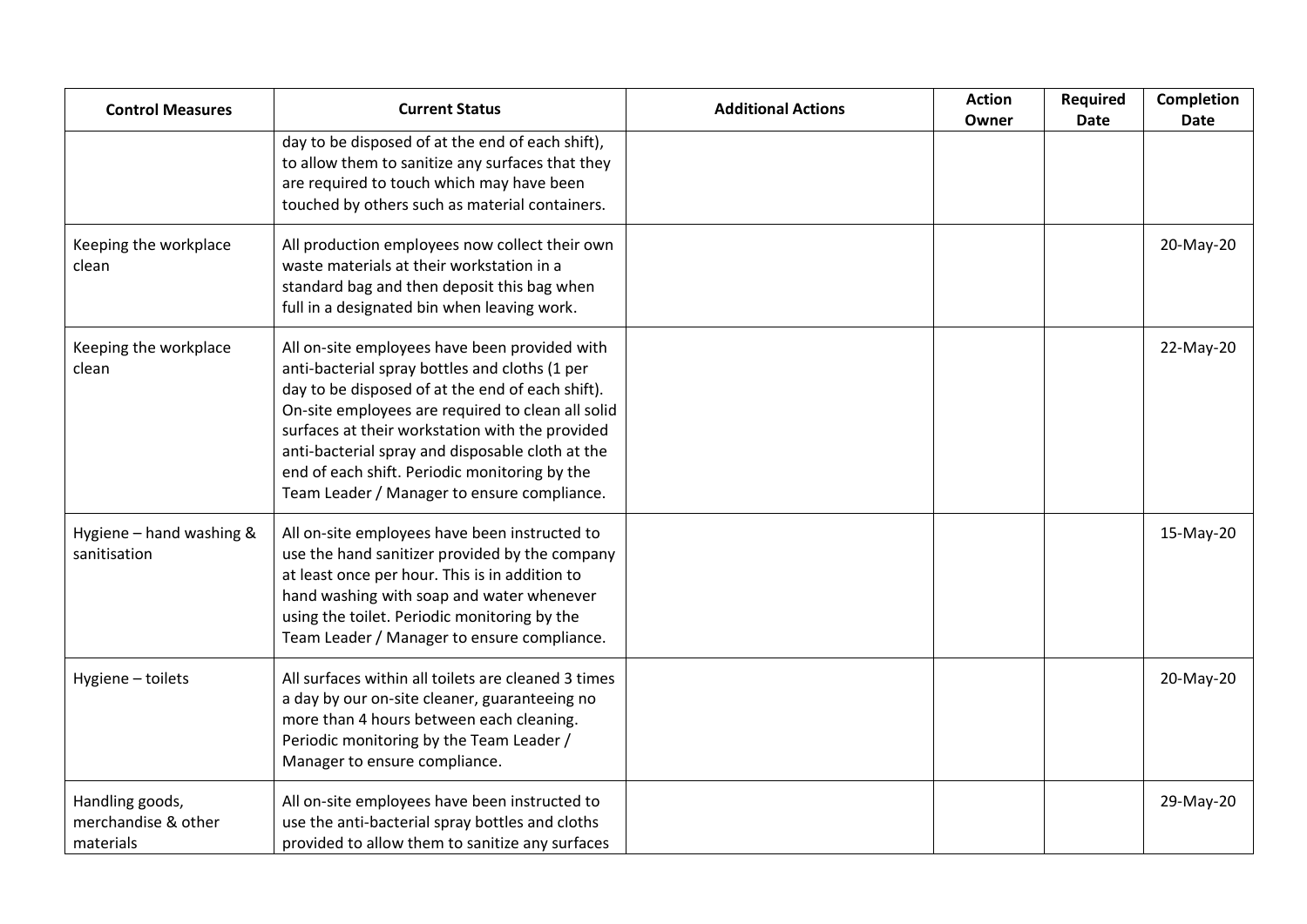| Control Measures | Current Status | Additional Actions | Action Owner | Required Date | Completion Date |
|---|---|---|---|---|---|
| | day to be disposed of at the end of each shift), to allow them to sanitize any surfaces that they are required to touch which may have been touched by others such as material containers. | | | | |
| Keeping the workplace clean | All production employees now collect their own waste materials at their workstation in a standard bag and then deposit this bag when full in a designated bin when leaving work. | | | | 20-May-20 |
| Keeping the workplace clean | All on-site employees have been provided with anti-bacterial spray bottles and cloths (1 per day to be disposed of at the end of each shift). On-site employees are required to clean all solid surfaces at their workstation with the provided anti-bacterial spray and disposable cloth at the end of each shift. Periodic monitoring by the Team Leader / Manager to ensure compliance. | | | | 22-May-20 |
| Hygiene – hand washing & sanitisation | All on-site employees have been instructed to use the hand sanitizer provided by the company at least once per hour. This is in addition to hand washing with soap and water whenever using the toilet. Periodic monitoring by the Team Leader / Manager to ensure compliance. | | | | 15-May-20 |
| Hygiene – toilets | All surfaces within all toilets are cleaned 3 times a day by our on-site cleaner, guaranteeing no more than 4 hours between each cleaning. Periodic monitoring by the Team Leader / Manager to ensure compliance. | | | | 20-May-20 |
| Handling goods, merchandise & other materials | All on-site employees have been instructed to use the anti-bacterial spray bottles and cloths provided to allow them to sanitize any surfaces | | | | 29-May-20 |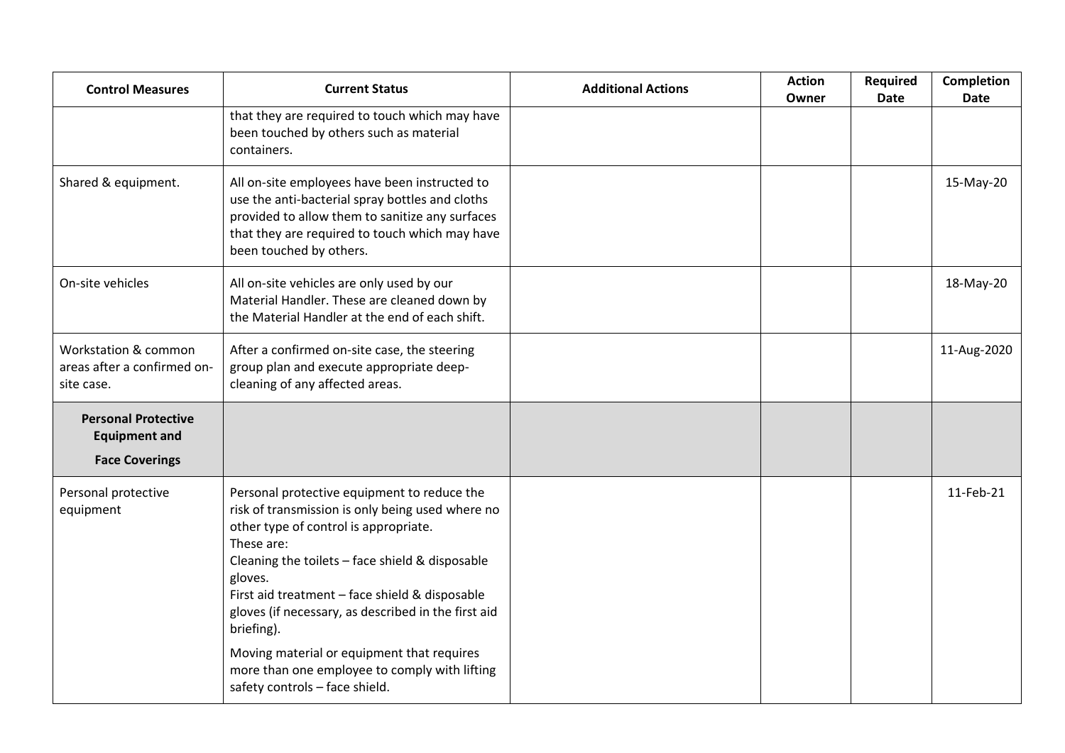| Control Measures | Current Status | Additional Actions | Action Owner | Required Date | Completion Date |
|---|---|---|---|---|---|
| | that they are required to touch which may have been touched by others such as material containers. | | | | |
| Shared & equipment. | All on-site employees have been instructed to use the anti-bacterial spray bottles and cloths provided to allow them to sanitize any surfaces that they are required to touch which may have been touched by others. | | | | 15-May-20 |
| On-site vehicles | All on-site vehicles are only used by our Material Handler. These are cleaned down by the Material Handler at the end of each shift. | | | | 18-May-20 |
| Workstation & common areas after a confirmed on-site case. | After a confirmed on-site case, the steering group plan and execute appropriate deep-cleaning of any affected areas. | | | | 11-Aug-2020 |
| **Personal Protective Equipment and Face Coverings** | | | | | |
| Personal protective equipment | Personal protective equipment to reduce the risk of transmission is only being used where no other type of control is appropriate.<br>These are:<br>Cleaning the toilets – face shield & disposable gloves.<br>First aid treatment – face shield & disposable gloves (if necessary, as described in the first aid briefing).<br>Moving material or equipment that requires more than one employee to comply with lifting safety controls – face shield. | | | | 11-Feb-21 |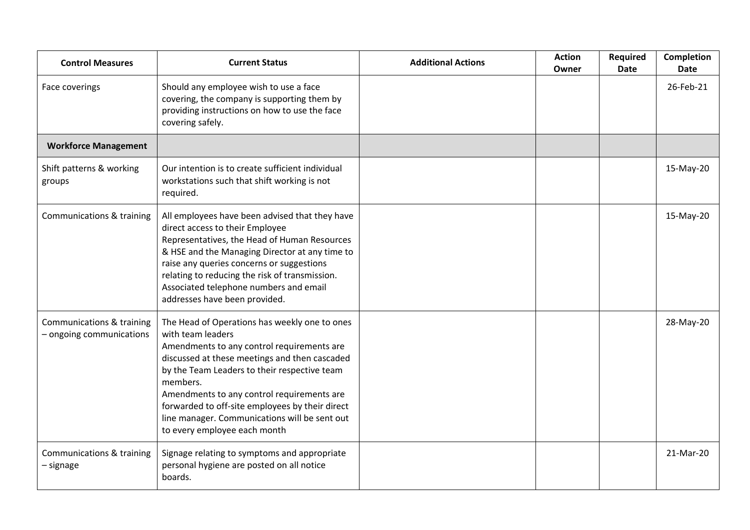| Control Measures | Current Status | Additional Actions | Action Owner | Required Date | Completion Date |
|---|---|---|---|---|---|
| Face coverings | Should any employee wish to use a face covering, the company is supporting them by providing instructions on how to use the face covering safely. | | | | 26-Feb-21 |
| **Workforce Management** | | | | | |
| Shift patterns & working groups | Our intention is to create sufficient individual workstations such that shift working is not required. | | | | 15-May-20 |
| Communications & training | All employees have been advised that they have direct access to their Employee Representatives, the Head of Human Resources & HSE and the Managing Director at any time to raise any queries concerns or suggestions relating to reducing the risk of transmission. Associated telephone numbers and email addresses have been provided. | | | | 15-May-20 |
| Communications & training – ongoing communications | The Head of Operations has weekly one to ones with team leaders<br>Amendments to any control requirements are discussed at these meetings and then cascaded by the Team Leaders to their respective team members.<br>Amendments to any control requirements are forwarded to off-site employees by their direct line manager. Communications will be sent out to every employee each month | | | | 28-May-20 |
| Communications & training – signage | Signage relating to symptoms and appropriate personal hygiene are posted on all notice boards. | | | | 21-Mar-20 |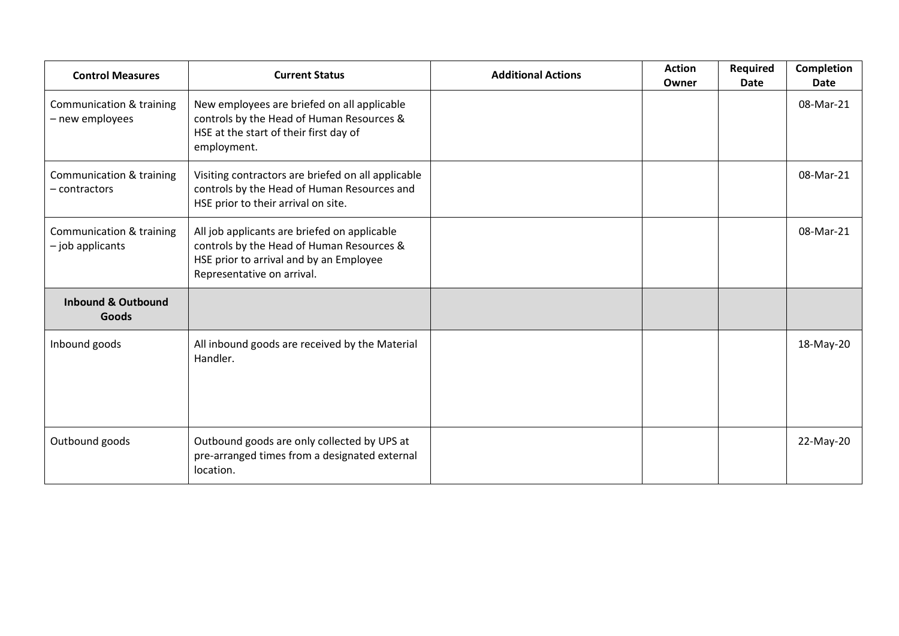| Control Measures | Current Status | Additional Actions | Action Owner | Required Date | Completion Date |
|---|---|---|---|---|---|
| Communication & training – new employees | New employees are briefed on all applicable controls by the Head of Human Resources & HSE at the start of their first day of employment. | | | | 08-Mar-21 |
| Communication & training – contractors | Visiting contractors are briefed on all applicable controls by the Head of Human Resources and HSE prior to their arrival on site. | | | | 08-Mar-21 |
| Communication & training – job applicants | All job applicants are briefed on applicable controls by the Head of Human Resources & HSE prior to arrival and by an Employee Representative on arrival. | | | | 08-Mar-21 |
| **Inbound & Outbound Goods** | | | | | |
| Inbound goods | All inbound goods are received by the Material Handler. | | | | 18-May-20 |
| Outbound goods | Outbound goods are only collected by UPS at pre-arranged times from a designated external location. | | | | 22-May-20 |